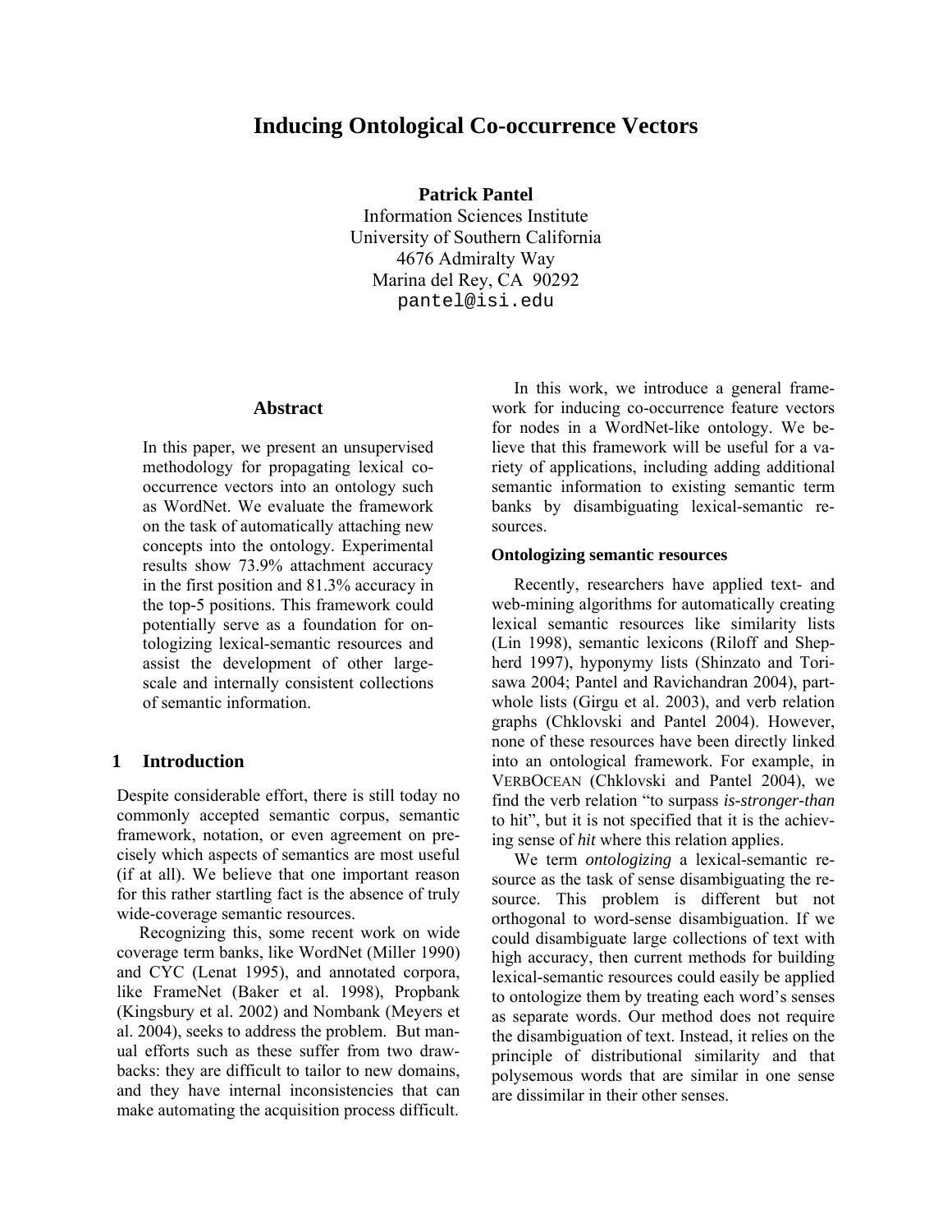# Inducing Ontological Co-occurrence Vectors

**Patrick Pantel**
Information Sciences Institute
University of Southern California
4676 Admiralty Way
Marina del Rey, CA 90292
pantel@isi.edu

## Abstract

In this paper, we present an unsupervised methodology for propagating lexical co-occurrence vectors into an ontology such as WordNet. We evaluate the framework on the task of automatically attaching new concepts into the ontology. Experimental results show 73.9% attachment accuracy in the first position and 81.3% accuracy in the top-5 positions. This framework could potentially serve as a foundation for ontologizing lexical-semantic resources and assist the development of other large-scale and internally consistent collections of semantic information.

## 1 Introduction

Despite considerable effort, there is still today no commonly accepted semantic corpus, semantic framework, notation, or even agreement on precisely which aspects of semantics are most useful (if at all). We believe that one important reason for this rather startling fact is the absence of truly wide-coverage semantic resources.

Recognizing this, some recent work on wide coverage term banks, like WordNet (Miller 1990) and CYC (Lenat 1995), and annotated corpora, like FrameNet (Baker et al. 1998), Propbank (Kingsbury et al. 2002) and Nombank (Meyers et al. 2004), seeks to address the problem. But manual efforts such as these suffer from two drawbacks: they are difficult to tailor to new domains, and they have internal inconsistencies that can make automating the acquisition process difficult.

In this work, we introduce a general framework for inducing co-occurrence feature vectors for nodes in a WordNet-like ontology. We believe that this framework will be useful for a variety of applications, including adding additional semantic information to existing semantic term banks by disambiguating lexical-semantic resources.

**Ontologizing semantic resources**

Recently, researchers have applied text- and web-mining algorithms for automatically creating lexical semantic resources like similarity lists (Lin 1998), semantic lexicons (Riloff and Shepherd 1997), hyponymy lists (Shinzato and Torisawa 2004; Pantel and Ravichandran 2004), part-whole lists (Girgu et al. 2003), and verb relation graphs (Chklovski and Pantel 2004). However, none of these resources have been directly linked into an ontological framework. For example, in VERBOCEAN (Chklovski and Pantel 2004), we find the verb relation "to surpass *is-stronger-than* to hit", but it is not specified that it is the achieving sense of *hit* where this relation applies.

We term *ontologizing* a lexical-semantic resource as the task of sense disambiguating the resource. This problem is different but not orthogonal to word-sense disambiguation. If we could disambiguate large collections of text with high accuracy, then current methods for building lexical-semantic resources could easily be applied to ontologize them by treating each word's senses as separate words. Our method does not require the disambiguation of text. Instead, it relies on the principle of distributional similarity and that polysemous words that are similar in one sense are dissimilar in their other senses.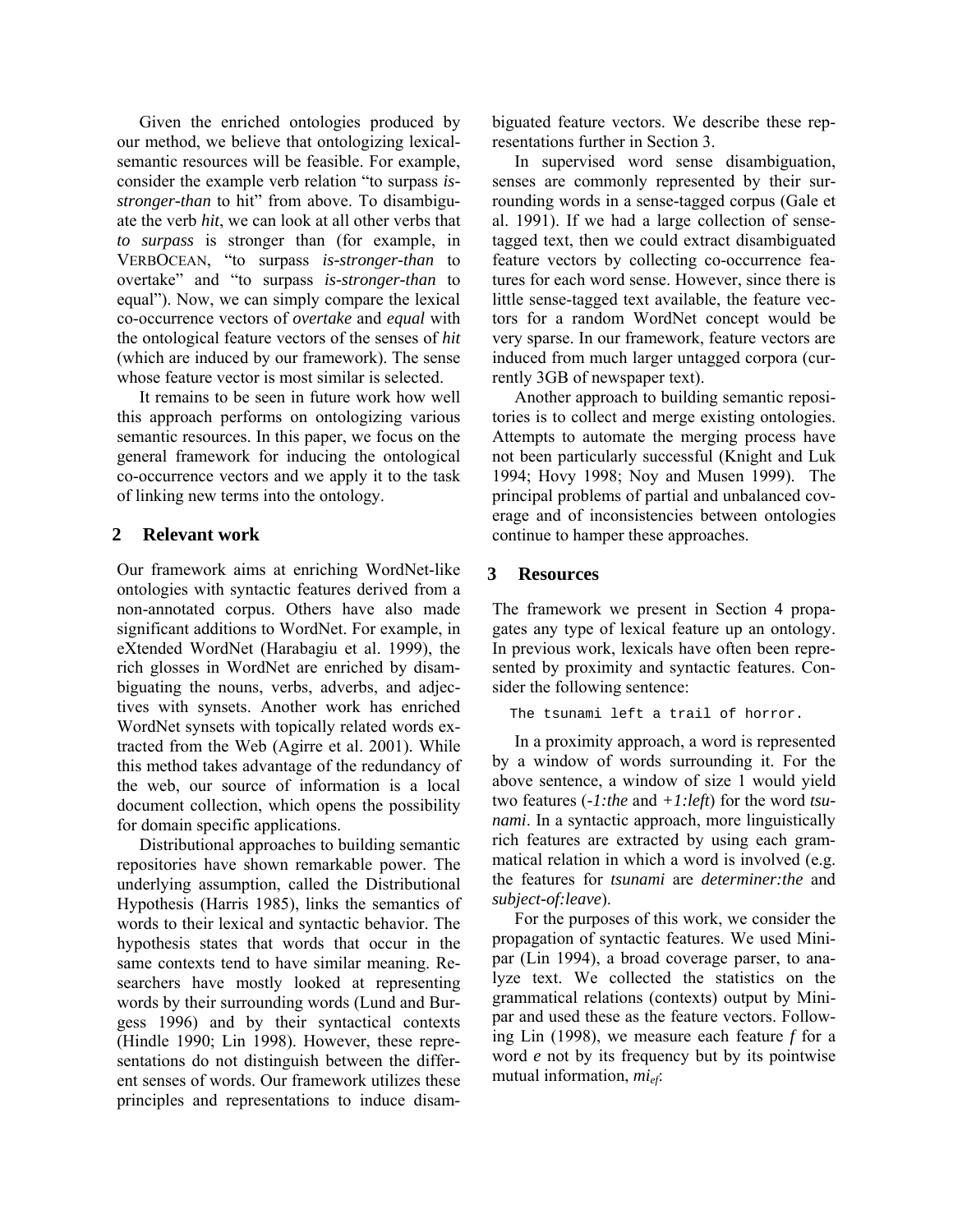Given the enriched ontologies produced by our method, we believe that ontologizing lexical-semantic resources will be feasible. For example, consider the example verb relation "to surpass *is-stronger-than* to hit" from above. To disambiguate the verb *hit*, we can look at all other verbs that *to surpass* is stronger than (for example, in VERBOCEAN, "to surpass *is-stronger-than* to overtake" and "to surpass *is-stronger-than* to equal"). Now, we can simply compare the lexical co-occurrence vectors of *overtake* and *equal* with the ontological feature vectors of the senses of *hit* (which are induced by our framework). The sense whose feature vector is most similar is selected.

It remains to be seen in future work how well this approach performs on ontologizing various semantic resources. In this paper, we focus on the general framework for inducing the ontological co-occurrence vectors and we apply it to the task of linking new terms into the ontology.

## 2 Relevant work

Our framework aims at enriching WordNet-like ontologies with syntactic features derived from a non-annotated corpus. Others have also made significant additions to WordNet. For example, in eXtended WordNet (Harabagiu et al. 1999), the rich glosses in WordNet are enriched by disambiguating the nouns, verbs, adverbs, and adjectives with synsets. Another work has enriched WordNet synsets with topically related words extracted from the Web (Agirre et al. 2001). While this method takes advantage of the redundancy of the web, our source of information is a local document collection, which opens the possibility for domain specific applications.

Distributional approaches to building semantic repositories have shown remarkable power. The underlying assumption, called the Distributional Hypothesis (Harris 1985), links the semantics of words to their lexical and syntactic behavior. The hypothesis states that words that occur in the same contexts tend to have similar meaning. Researchers have mostly looked at representing words by their surrounding words (Lund and Burgess 1996) and by their syntactical contexts (Hindle 1990; Lin 1998). However, these representations do not distinguish between the different senses of words. Our framework utilizes these principles and representations to induce disambiguated feature vectors. We describe these representations further in Section 3.

In supervised word sense disambiguation, senses are commonly represented by their surrounding words in a sense-tagged corpus (Gale et al. 1991). If we had a large collection of sense-tagged text, then we could extract disambiguated feature vectors by collecting co-occurrence features for each word sense. However, since there is little sense-tagged text available, the feature vectors for a random WordNet concept would be very sparse. In our framework, feature vectors are induced from much larger untagged corpora (currently 3GB of newspaper text).

Another approach to building semantic repositories is to collect and merge existing ontologies. Attempts to automate the merging process have not been particularly successful (Knight and Luk 1994; Hovy 1998; Noy and Musen 1999). The principal problems of partial and unbalanced coverage and of inconsistencies between ontologies continue to hamper these approaches.

## 3 Resources

The framework we present in Section 4 propagates any type of lexical feature up an ontology. In previous work, lexicals have often been represented by proximity and syntactic features. Consider the following sentence:

```
The tsunami left a trail of horror.
```

In a proximity approach, a word is represented by a window of words surrounding it. For the above sentence, a window of size 1 would yield two features (*-1:the* and *+1:left*) for the word *tsunami*. In a syntactic approach, more linguistically rich features are extracted by using each grammatical relation in which a word is involved (e.g. the features for *tsunami* are *determiner:the* and *subject-of:leave*).

For the purposes of this work, we consider the propagation of syntactic features. We used Minipar (Lin 1994), a broad coverage parser, to analyze text. We collected the statistics on the grammatical relations (contexts) output by Minipar and used these as the feature vectors. Following Lin (1998), we measure each feature $f$ for a word $e$ not by its frequency but by its pointwise mutual information, $mi_{ef}$: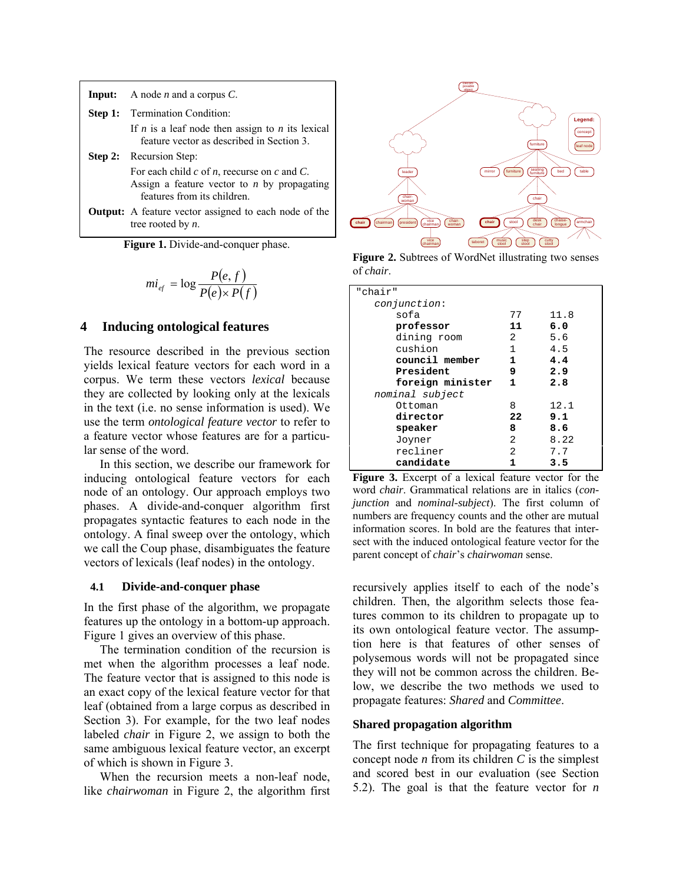**Input:** A node $n$ and a corpus $C$.

**Step 1:** Termination Condition:

If $n$ is a leaf node then assign to $n$ its lexical feature vector as described in Section 3.

**Step 2:** Recursion Step:

For each child $c$ of $n$, reecurse on $c$ and $C$. Assign a feature vector to $n$ by propagating features from its children.

**Output:** A feature vector assigned to each node of the tree rooted by $n$.

**Figure 1.** Divide-and-conquer phase.

$$mi_{ef} = \log \frac{P(e, f)}{P(e) \times P(f)}$$

## 4 Inducing ontological features

The resource described in the previous section yields lexical feature vectors for each word in a corpus. We term these vectors *lexical* because they are collected by looking only at the lexicals in the text (i.e. no sense information is used). We use the term *ontological feature vector* to refer to a feature vector whose features are for a particular sense of the word.

In this section, we describe our framework for inducing ontological feature vectors for each node of an ontology. Our approach employs two phases. A divide-and-conquer algorithm first propagates syntactic features to each node in the ontology. A final sweep over the ontology, which we call the Coup phase, disambiguates the feature vectors of lexicals (leaf nodes) in the ontology.

### 4.1 Divide-and-conquer phase

In the first phase of the algorithm, we propagate features up the ontology in a bottom-up approach. Figure 1 gives an overview of this phase.

The termination condition of the recursion is met when the algorithm processes a leaf node. The feature vector that is assigned to this node is an exact copy of the lexical feature vector for that leaf (obtained from a large corpus as described in Section 3). For example, for the two leaf nodes labeled *chair* in Figure 2, we assign to both the same ambiguous lexical feature vector, an excerpt of which is shown in Figure 3.

When the recursion meets a non-leaf node, like *chairwoman* in Figure 2, the algorithm first recursively applies itself to each of the node's children. Then, the algorithm selects those features common to its children to propagate up to its own ontological feature vector. The assumption here is that features of other senses of polysemous words will not be propagated since they will not be common across the children. Below, we describe the two methods we used to propagate features: *Shared* and *Committee*.

**Figure 2.** Subtrees of WordNet illustrating two senses of *chair*.

```
"chair"
  conjunction:
     sofa                77     11.8
     professor           11     6.0
     dining room         2      5.6
     cushion             1      4.5
     council member      1      4.4
     President           9      2.9
     foreign minister    1      2.8
  nominal subject
     Ottoman             8      12.1
     director            22     9.1
     speaker             8      8.6
     Joyner              2      8.22
     recliner            2      7.7
     candidate           1      3.5
```

**Figure 3.** Excerpt of a lexical feature vector for the word *chair*. Grammatical relations are in italics (*conjunction* and *nominal-subject*). The first column of numbers are frequency counts and the other are mutual information scores. In bold are the features that intersect with the induced ontological feature vector for the parent concept of *chair*'s *chairwoman* sense.

### Shared propagation algorithm

The first technique for propagating features to a concept node $n$ from its children $C$ is the simplest and scored best in our evaluation (see Section 5.2). The goal is that the feature vector for $n$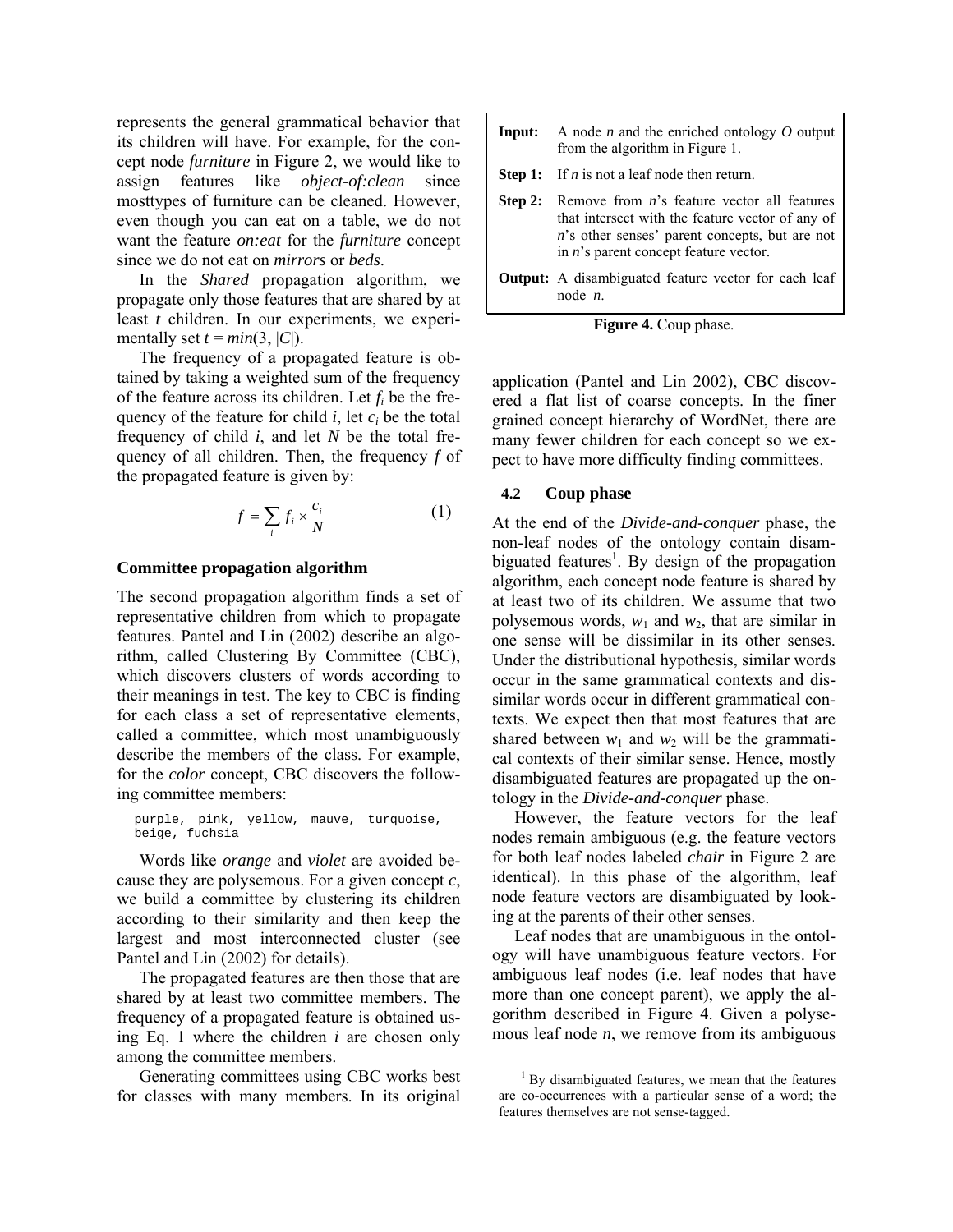represents the general grammatical behavior that its children will have. For example, for the concept node *furniture* in Figure 2, we would like to assign features like *object-of:clean* since mosttypes of furniture can be cleaned. However, even though you can eat on a table, we do not want the feature *on:eat* for the *furniture* concept since we do not eat on *mirrors* or *beds*.

In the *Shared* propagation algorithm, we propagate only those features that are shared by at least $t$ children. In our experiments, we experimentally set $t = min(3, |C|)$.

The frequency of a propagated feature is obtained by taking a weighted sum of the frequency of the feature across its children. Let $f_i$ be the frequency of the feature for child $i$, let $c_i$ be the total frequency of child $i$, and let $N$ be the total frequency of all children. Then, the frequency $f$ of the propagated feature is given by:

$$f = \sum_i f_i \times \frac{c_i}{N} \tag{1}$$

**Committee propagation algorithm**

The second propagation algorithm finds a set of representative children from which to propagate features. Pantel and Lin (2002) describe an algorithm, called Clustering By Committee (CBC), which discovers clusters of words according to their meanings in test. The key to CBC is finding for each class a set of representative elements, called a committee, which most unambiguously describe the members of the class. For example, for the *color* concept, CBC discovers the following committee members:

```
purple, pink, yellow, mauve, turquoise,
beige, fuchsia
```

Words like *orange* and *violet* are avoided because they are polysemous. For a given concept $c$, we build a committee by clustering its children according to their similarity and then keep the largest and most interconnected cluster (see Pantel and Lin (2002) for details).

The propagated features are then those that are shared by at least two committee members. The frequency of a propagated feature is obtained using Eq. 1 where the children $i$ are chosen only among the committee members.

Generating committees using CBC works best for classes with many members. In its original application (Pantel and Lin 2002), CBC discovered a flat list of coarse concepts. In the finer grained concept hierarchy of WordNet, there are many fewer children for each concept so we expect to have more difficulty finding committees.

| | |
|---|---|
| **Input:** | A node $n$ and the enriched ontology $O$ output from the algorithm in Figure 1. |
| **Step 1:** | If $n$ is not a leaf node then return. |
| **Step 2:** | Remove from $n$'s feature vector all features that intersect with the feature vector of any of $n$'s other senses' parent concepts, but are not in $n$'s parent concept feature vector. |
| **Output:** | A disambiguated feature vector for each leaf node $n$. |

**Figure 4.** Coup phase.

### 4.2 Coup phase

At the end of the *Divide-and-conquer* phase, the non-leaf nodes of the ontology contain disambiguated features[1]. By design of the propagation algorithm, each concept node feature is shared by at least two of its children. We assume that two polysemous words, $w_1$ and $w_2$, that are similar in one sense will be dissimilar in its other senses. Under the distributional hypothesis, similar words occur in the same grammatical contexts and dissimilar words occur in different grammatical contexts. We expect then that most features that are shared between $w_1$ and $w_2$ will be the grammatical contexts of their similar sense. Hence, mostly disambiguated features are propagated up the ontology in the *Divide-and-conquer* phase.

However, the feature vectors for the leaf nodes remain ambiguous (e.g. the feature vectors for both leaf nodes labeled *chair* in Figure 2 are identical). In this phase of the algorithm, leaf node feature vectors are disambiguated by looking at the parents of their other senses.

Leaf nodes that are unambiguous in the ontology will have unambiguous feature vectors. For ambiguous leaf nodes (i.e. leaf nodes that have more than one concept parent), we apply the algorithm described in Figure 4. Given a polysemous leaf node $n$, we remove from its ambiguous

[1] By disambiguated features, we mean that the features are co-occurrences with a particular sense of a word; the features themselves are not sense-tagged.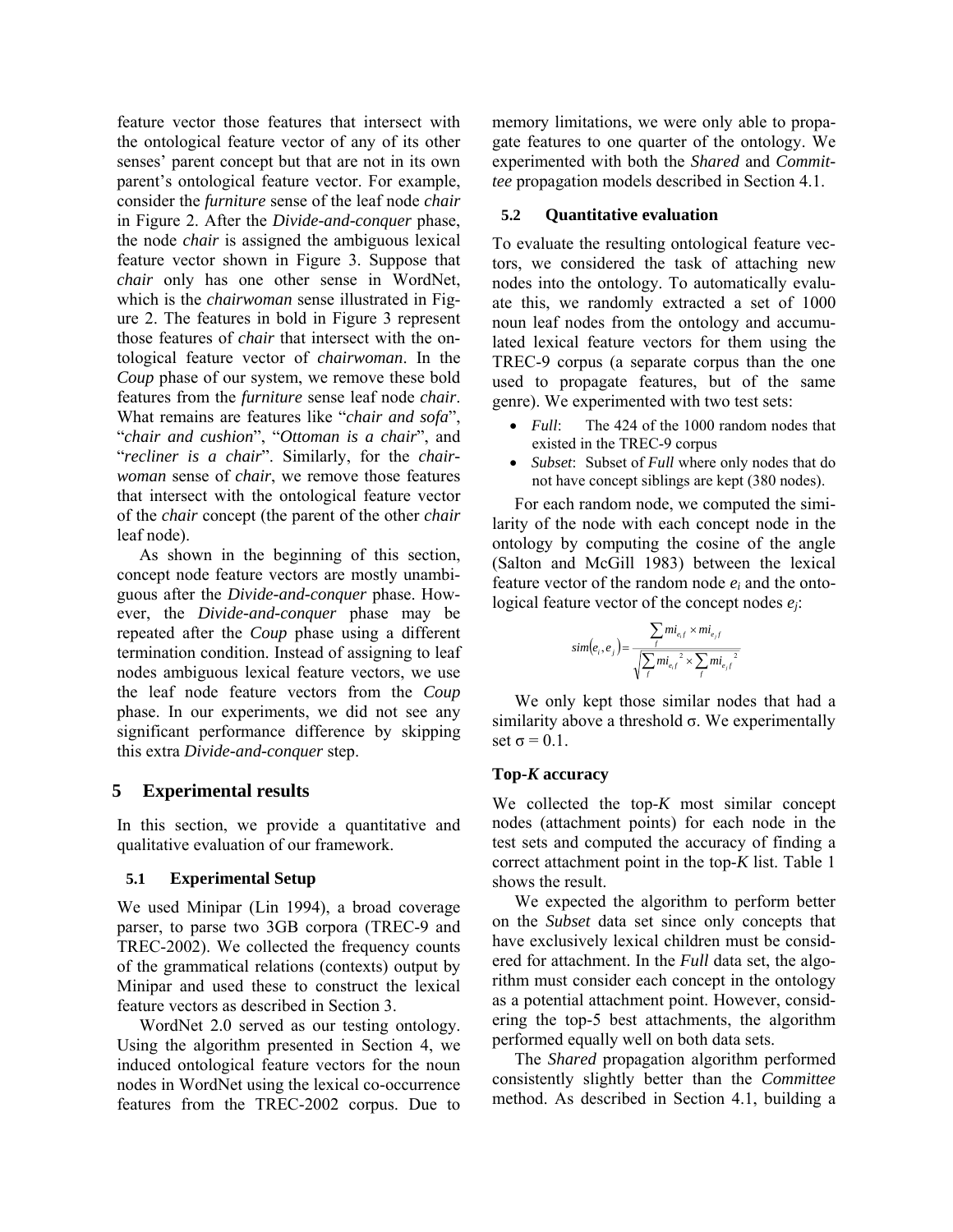feature vector those features that intersect with the ontological feature vector of any of its other senses' parent concept but that are not in its own parent's ontological feature vector. For example, consider the *furniture* sense of the leaf node *chair* in Figure 2. After the *Divide-and-conquer* phase, the node *chair* is assigned the ambiguous lexical feature vector shown in Figure 3. Suppose that *chair* only has one other sense in WordNet, which is the *chairwoman* sense illustrated in Figure 2. The features in bold in Figure 3 represent those features of *chair* that intersect with the ontological feature vector of *chairwoman*. In the *Coup* phase of our system, we remove these bold features from the *furniture* sense leaf node *chair*. What remains are features like "*chair and sofa*", "*chair and cushion*", "*Ottoman is a chair*", and "*recliner is a chair*". Similarly, for the *chairwoman* sense of *chair*, we remove those features that intersect with the ontological feature vector of the *chair* concept (the parent of the other *chair* leaf node).

As shown in the beginning of this section, concept node feature vectors are mostly unambiguous after the *Divide-and-conquer* phase. However, the *Divide-and-conquer* phase may be repeated after the *Coup* phase using a different termination condition. Instead of assigning to leaf nodes ambiguous lexical feature vectors, we use the leaf node feature vectors from the *Coup* phase. In our experiments, we did not see any significant performance difference by skipping this extra *Divide-and-conquer* step.

# 5 Experimental results

In this section, we provide a quantitative and qualitative evaluation of our framework.

## 5.1 Experimental Setup

We used Minipar (Lin 1994), a broad coverage parser, to parse two 3GB corpora (TREC-9 and TREC-2002). We collected the frequency counts of the grammatical relations (contexts) output by Minipar and used these to construct the lexical feature vectors as described in Section 3.

WordNet 2.0 served as our testing ontology. Using the algorithm presented in Section 4, we induced ontological feature vectors for the noun nodes in WordNet using the lexical co-occurrence features from the TREC-2002 corpus. Due to memory limitations, we were only able to propagate features to one quarter of the ontology. We experimented with both the *Shared* and *Committee* propagation models described in Section 4.1.

## 5.2 Quantitative evaluation

To evaluate the resulting ontological feature vectors, we considered the task of attaching new nodes into the ontology. To automatically evaluate this, we randomly extracted a set of 1000 noun leaf nodes from the ontology and accumulated lexical feature vectors for them using the TREC-9 corpus (a separate corpus than the one used to propagate features, but of the same genre). We experimented with two test sets:

- *Full*: The 424 of the 1000 random nodes that existed in the TREC-9 corpus
- *Subset*: Subset of *Full* where only nodes that do not have concept siblings are kept (380 nodes).

For each random node, we computed the similarity of the node with each concept node in the ontology by computing the cosine of the angle (Salton and McGill 1983) between the lexical feature vector of the random node $e_i$ and the ontological feature vector of the concept nodes $e_j$:

$$sim(e_i, e_j) = \frac{\sum_f mi_{e_i f} \times mi_{e_j f}}{\sqrt{\sum_f mi_{e_i f}^2 \times \sum_f mi_{e_j f}^2}}$$

We only kept those similar nodes that had a similarity above a threshold σ. We experimentally set σ = 0.1.

### Top-*K* accuracy

We collected the top-*K* most similar concept nodes (attachment points) for each node in the test sets and computed the accuracy of finding a correct attachment point in the top-*K* list. Table 1 shows the result.

We expected the algorithm to perform better on the *Subset* data set since only concepts that have exclusively lexical children must be considered for attachment. In the *Full* data set, the algorithm must consider each concept in the ontology as a potential attachment point. However, considering the top-5 best attachments, the algorithm performed equally well on both data sets.

The *Shared* propagation algorithm performed consistently slightly better than the *Committee* method. As described in Section 4.1, building a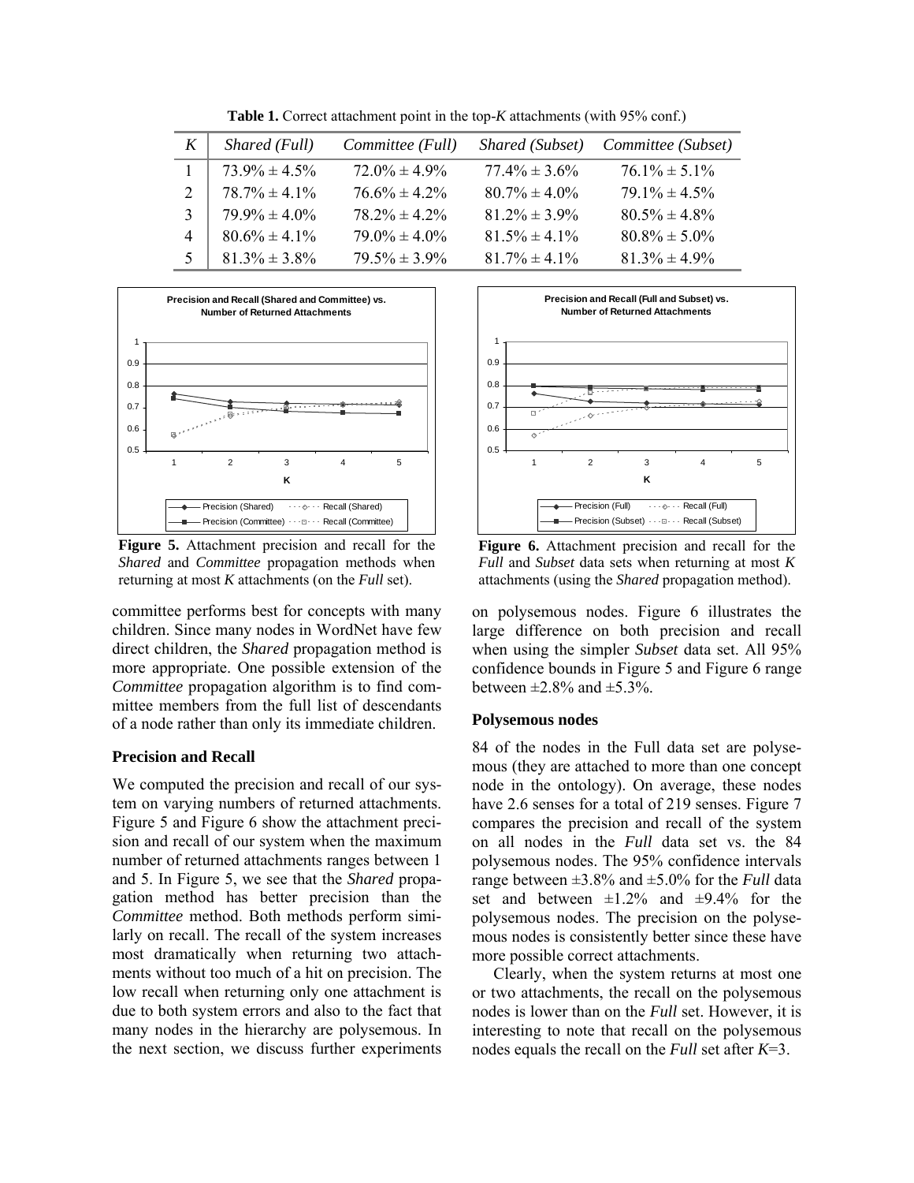**Table 1.** Correct attachment point in the top-*K* attachments (with 95% conf.)

| *K* | *Shared (Full)* | *Committee (Full)* | *Shared (Subset)* | *Committee (Subset)* |
|---|---|---|---|---|
| 1 | 73.9% ± 4.5% | 72.0% ± 4.9% | 77.4% ± 3.6% | 76.1% ± 5.1% |
| 2 | 78.7% ± 4.1% | 76.6% ± 4.2% | 80.7% ± 4.0% | 79.1% ± 4.5% |
| 3 | 79.9% ± 4.0% | 78.2% ± 4.2% | 81.2% ± 3.9% | 80.5% ± 4.8% |
| 4 | 80.6% ± 4.1% | 79.0% ± 4.0% | 81.5% ± 4.1% | 80.8% ± 5.0% |
| 5 | 81.3% ± 3.8% | 79.5% ± 3.9% | 81.7% ± 4.1% | 81.3% ± 4.9% |

**Figure 5.** Attachment precision and recall for the *Shared* and *Committee* propagation methods when returning at most *K* attachments (on the *Full* set).

**Figure 6.** Attachment precision and recall for the *Full* and *Subset* data sets when returning at most *K* attachments (using the *Shared* propagation method).

committee performs best for concepts with many children. Since many nodes in WordNet have few direct children, the *Shared* propagation method is more appropriate. One possible extension of the *Committee* propagation algorithm is to find committee members from the full list of descendants of a node rather than only its immediate children.

### Precision and Recall

We computed the precision and recall of our system on varying numbers of returned attachments. Figure 5 and Figure 6 show the attachment precision and recall of our system when the maximum number of returned attachments ranges between 1 and 5. In Figure 5, we see that the *Shared* propagation method has better precision than the *Committee* method. Both methods perform similarly on recall. The recall of the system increases most dramatically when returning two attachments without too much of a hit on precision. The low recall when returning only one attachment is due to both system errors and also to the fact that many nodes in the hierarchy are polysemous. In the next section, we discuss further experiments on polysemous nodes. Figure 6 illustrates the large difference on both precision and recall when using the simpler *Subset* data set. All 95% confidence bounds in Figure 5 and Figure 6 range between ±2.8% and ±5.3%.

### Polysemous nodes

84 of the nodes in the Full data set are polysemous (they are attached to more than one concept node in the ontology). On average, these nodes have 2.6 senses for a total of 219 senses. Figure 7 compares the precision and recall of the system on all nodes in the *Full* data set vs. the 84 polysemous nodes. The 95% confidence intervals range between ±3.8% and ±5.0% for the *Full* data set and between ±1.2% and ±9.4% for the polysemous nodes. The precision on the polysemous nodes is consistently better since these have more possible correct attachments.

Clearly, when the system returns at most one or two attachments, the recall on the polysemous nodes is lower than on the *Full* set. However, it is interesting to note that recall on the polysemous nodes equals the recall on the *Full* set after *K*=3.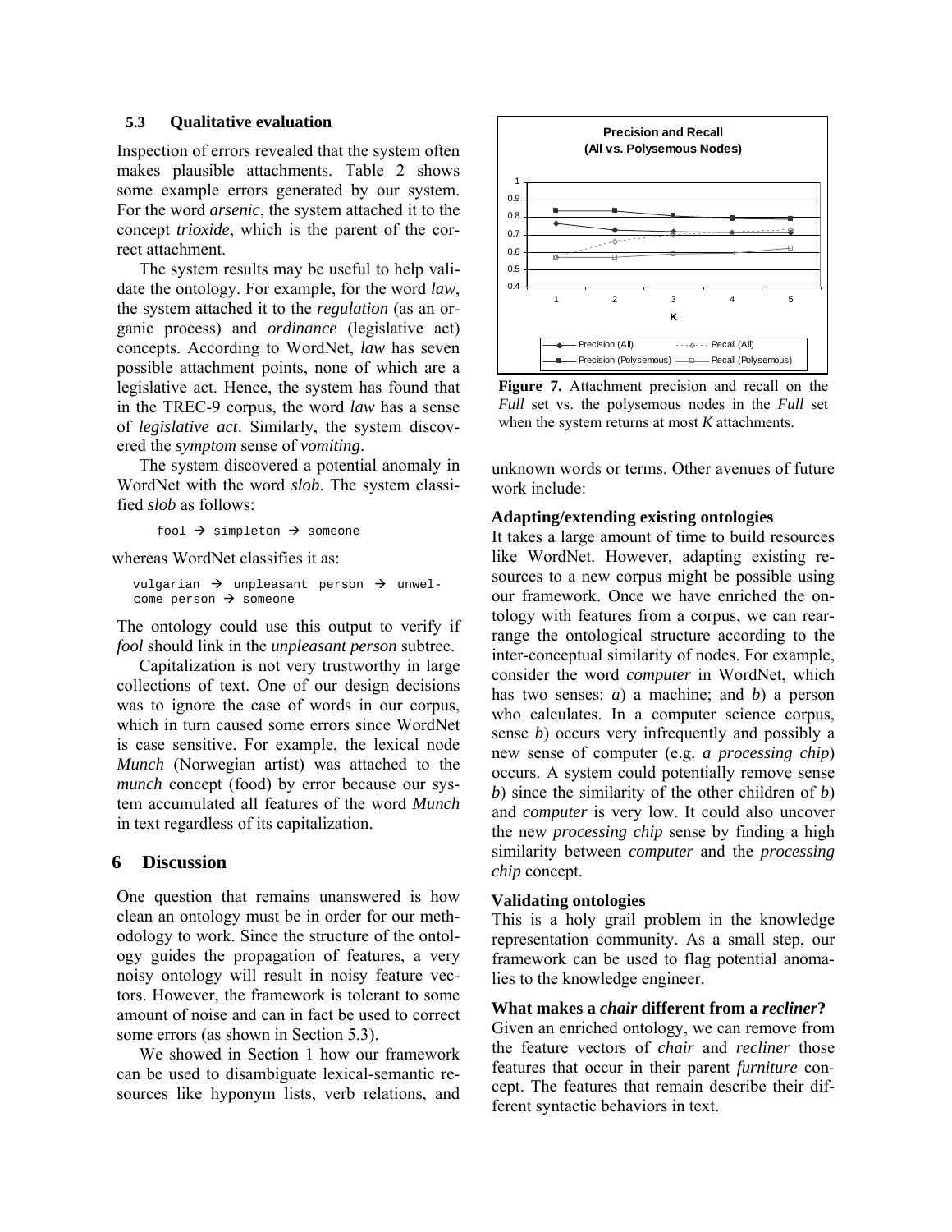### 5.3 Qualitative evaluation

Inspection of errors revealed that the system often makes plausible attachments. Table 2 shows some example errors generated by our system. For the word *arsenic*, the system attached it to the concept *trioxide*, which is the parent of the correct attachment.

The system results may be useful to help validate the ontology. For example, for the word *law*, the system attached it to the *regulation* (as an organic process) and *ordinance* (legislative act) concepts. According to WordNet, *law* has seven possible attachment points, none of which are a legislative act. Hence, the system has found that in the TREC-9 corpus, the word *law* has a sense of *legislative act*. Similarly, the system discovered the *symptom* sense of *vomiting*.

The system discovered a potential anomaly in WordNet with the word *slob*. The system classified *slob* as follows:

```
fool → simpleton → someone
```

whereas WordNet classifies it as:

```
vulgarian → unpleasant person → unwelcome person → someone
```

The ontology could use this output to verify if *fool* should link in the *unpleasant person* subtree.

Capitalization is not very trustworthy in large collections of text. One of our design decisions was to ignore the case of words in our corpus, which in turn caused some errors since WordNet is case sensitive. For example, the lexical node *Munch* (Norwegian artist) was attached to the *munch* concept (food) by error because our system accumulated all features of the word *Munch* in text regardless of its capitalization.

## 6 Discussion

One question that remains unanswered is how clean an ontology must be in order for our methodology to work. Since the structure of the ontology guides the propagation of features, a very noisy ontology will result in noisy feature vectors. However, the framework is tolerant to some amount of noise and can in fact be used to correct some errors (as shown in Section 5.3).

We showed in Section 1 how our framework can be used to disambiguate lexical-semantic resources like hyponym lists, verb relations, and unknown words or terms. Other avenues of future work include:

**Precision and Recall (All vs. Polysemous Nodes)**

1
0.9
0.8
0.7
0.6
0.5
0.4

1 2 3 4 5

K

Precision (All) Recall (All) Precision (Polysemous) Recall (Polysemous)

**Figure 7.** Attachment precision and recall on the *Full* set vs. the polysemous nodes in the *Full* set when the system returns at most *K* attachments.

**Adapting/extending existing ontologies**

It takes a large amount of time to build resources like WordNet. However, adapting existing resources to a new corpus might be possible using our framework. Once we have enriched the ontology with features from a corpus, we can rearrange the ontological structure according to the inter-conceptual similarity of nodes. For example, consider the word *computer* in WordNet, which has two senses: *a*) a machine; and *b*) a person who calculates. In a computer science corpus, sense *b*) occurs very infrequently and possibly a new sense of computer (e.g. *a processing chip*) occurs. A system could potentially remove sense *b*) since the similarity of the other children of *b*) and *computer* is very low. It could also uncover the new *processing chip* sense by finding a high similarity between *computer* and the *processing chip* concept.

**Validating ontologies**

This is a holy grail problem in the knowledge representation community. As a small step, our framework can be used to flag potential anomalies to the knowledge engineer.

**What makes a *chair* different from a *recliner*?**

Given an enriched ontology, we can remove from the feature vectors of *chair* and *recliner* those features that occur in their parent *furniture* concept. The features that remain describe their different syntactic behaviors in text.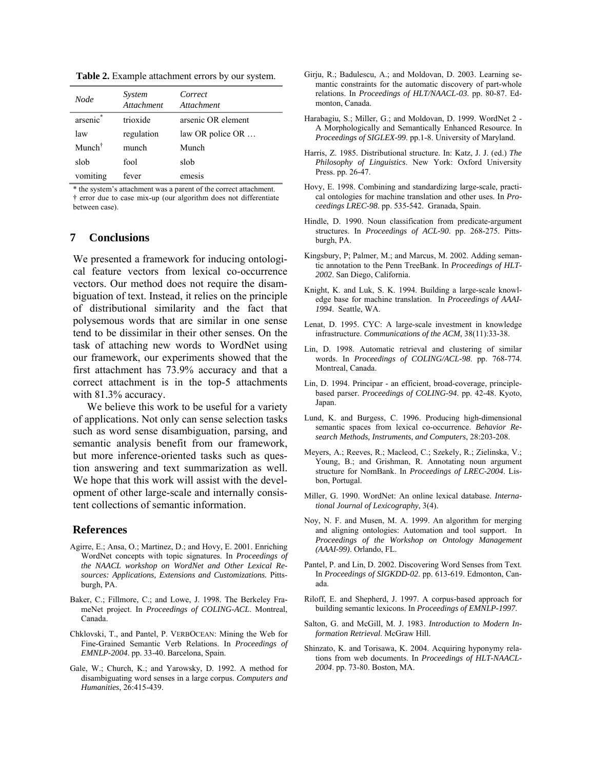**Table 2.** Example attachment errors by our system.

| *Node* | *System Attachment* | *Correct Attachment* |
|---|---|---|
| arsenic* | trioxide | arsenic OR element |
| law | regulation | law OR police OR … |
| Munch† | munch | Munch |
| slob | fool | slob |
| vomiting | fever | emesis |

\* the system's attachment was a parent of the correct attachment.
† error due to case mix-up (our algorithm does not differentiate between case).

## 7 Conclusions

We presented a framework for inducing ontological feature vectors from lexical co-occurrence vectors. Our method does not require the disambiguation of text. Instead, it relies on the principle of distributional similarity and the fact that polysemous words that are similar in one sense tend to be dissimilar in their other senses. On the task of attaching new words to WordNet using our framework, our experiments showed that the first attachment has 73.9% accuracy and that a correct attachment is in the top-5 attachments with 81.3% accuracy.

We believe this work to be useful for a variety of applications. Not only can sense selection tasks such as word sense disambiguation, parsing, and semantic analysis benefit from our framework, but more inference-oriented tasks such as question answering and text summarization as well. We hope that this work will assist with the development of other large-scale and internally consistent collections of semantic information.

## References

Agirre, E.; Ansa, O.; Martinez, D.; and Hovy, E. 2001. Enriching WordNet concepts with topic signatures. In *Proceedings of the NAACL workshop on WordNet and Other Lexical Resources: Applications, Extensions and Customizations.* Pittsburgh, PA.

Baker, C.; Fillmore, C.; and Lowe, J. 1998. The Berkeley FrameNet project. In *Proceedings of COLING-ACL*. Montreal, Canada.

Chklovski, T., and Pantel, P. VERBOCEAN: Mining the Web for Fine-Grained Semantic Verb Relations. In *Proceedings of EMNLP-2004*. pp. 33-40. Barcelona, Spain.

Gale, W.; Church, K.; and Yarowsky, D. 1992. A method for disambiguating word senses in a large corpus. *Computers and Humanities*, 26:415-439.

Girju, R.; Badulescu, A.; and Moldovan, D. 2003. Learning semantic constraints for the automatic discovery of part-whole relations. In *Proceedings of HLT/NAACL-03.* pp. 80-87. Edmonton, Canada.

Harabagiu, S.; Miller, G.; and Moldovan, D. 1999. WordNet 2 - A Morphologically and Semantically Enhanced Resource. In *Proceedings of SIGLEX-99*. pp.1-8. University of Maryland.

Harris, Z. 1985. Distributional structure. In: Katz, J. J. (ed.) *The Philosophy of Linguistics*. New York: Oxford University Press. pp. 26-47.

Hovy, E. 1998. Combining and standardizing large-scale, practical ontologies for machine translation and other uses. In *Proceedings LREC-98*. pp. 535-542. Granada, Spain.

Hindle, D. 1990. Noun classification from predicate-argument structures. In *Proceedings of ACL-90*. pp. 268-275. Pittsburgh, PA.

Kingsbury, P; Palmer, M.; and Marcus, M. 2002. Adding semantic annotation to the Penn TreeBank. In *Proceedings of HLT-2002*. San Diego, California.

Knight, K. and Luk, S. K. 1994. Building a large-scale knowledge base for machine translation. In *Proceedings of AAAI-1994*. Seattle, WA.

Lenat, D. 1995. CYC: A large-scale investment in knowledge infrastructure. *Communications of the ACM*, 38(11):33-38.

Lin, D. 1998. Automatic retrieval and clustering of similar words. In *Proceedings of COLING/ACL-98*. pp. 768-774. Montreal, Canada.

Lin, D. 1994. Principar - an efficient, broad-coverage, principle-based parser. *Proceedings of COLING-94*. pp. 42-48. Kyoto, Japan.

Lund, K. and Burgess, C. 1996. Producing high-dimensional semantic spaces from lexical co-occurrence. *Behavior Research Methods, Instruments, and Computers*, 28:203-208.

Meyers, A.; Reeves, R.; Macleod, C.; Szekely, R.; Zielinska, V.; Young, B.; and Grishman, R. Annotating noun argument structure for NomBank. In *Proceedings of LREC-2004*. Lisbon, Portugal.

Miller, G. 1990. WordNet: An online lexical database. *International Journal of Lexicography*, 3(4).

Noy, N. F. and Musen, M. A. 1999. An algorithm for merging and aligning ontologies: Automation and tool support. In *Proceedings of the Workshop on Ontology Management (AAAI-99)*. Orlando, FL.

Pantel, P. and Lin, D. 2002. Discovering Word Senses from Text. In *Proceedings of SIGKDD-02*. pp. 613-619. Edmonton, Canada.

Riloff, E. and Shepherd, J. 1997. A corpus-based approach for building semantic lexicons. In *Proceedings of EMNLP-1997*.

Salton, G. and McGill, M. J. 1983. *Introduction to Modern Information Retrieval*. McGraw Hill.

Shinzato, K. and Torisawa, K. 2004. Acquiring hyponymy relations from web documents. In *Proceedings of HLT-NAACL-2004*. pp. 73-80. Boston, MA.